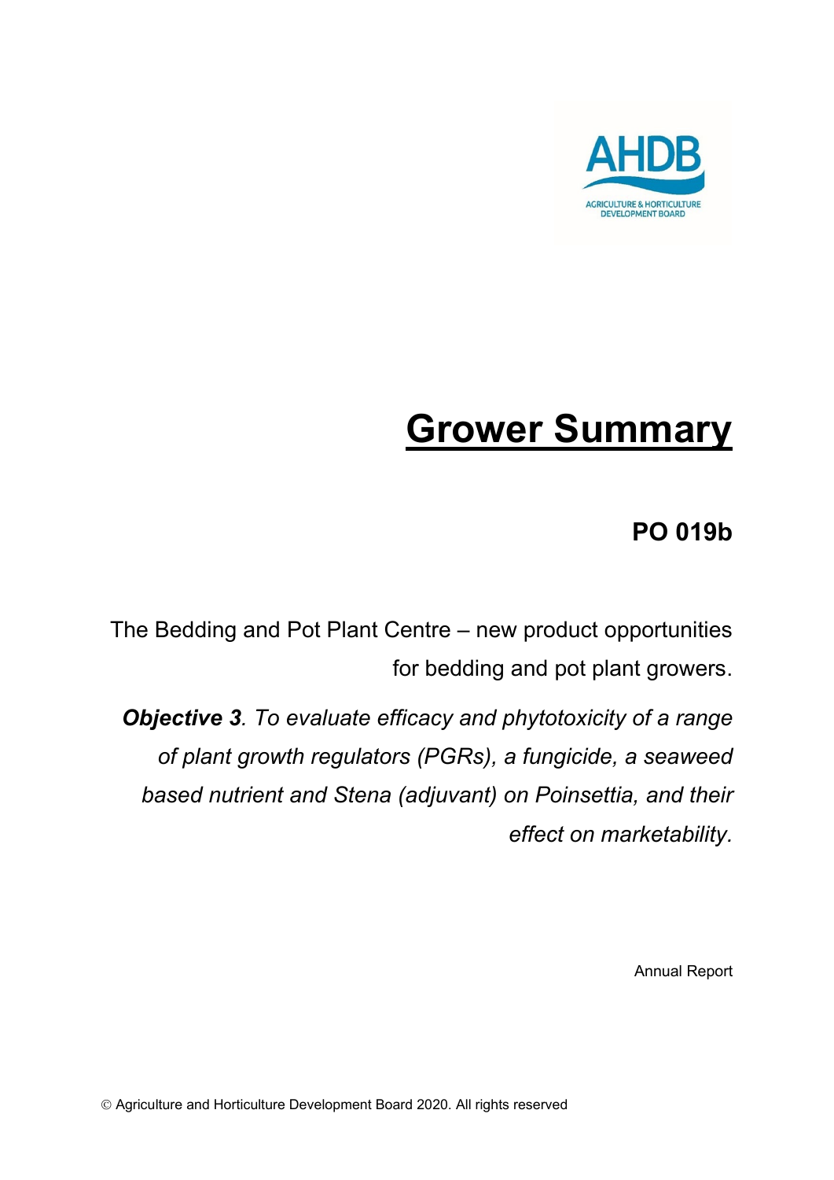# Grower Summary

## PO 019b

The Bedding and Pot Plant Centre – new product opportunities for bedding and pot plant growers.

***Objective 3**. To evaluate efficacy and phytotoxicity of a range of plant growth regulators (PGRs), a fungicide, a seaweed based nutrient and Stena (adjuvant) on Poinsettia, and their effect on marketability.*

Annual Report

© Agriculture and Horticulture Development Board 2020. All rights reserved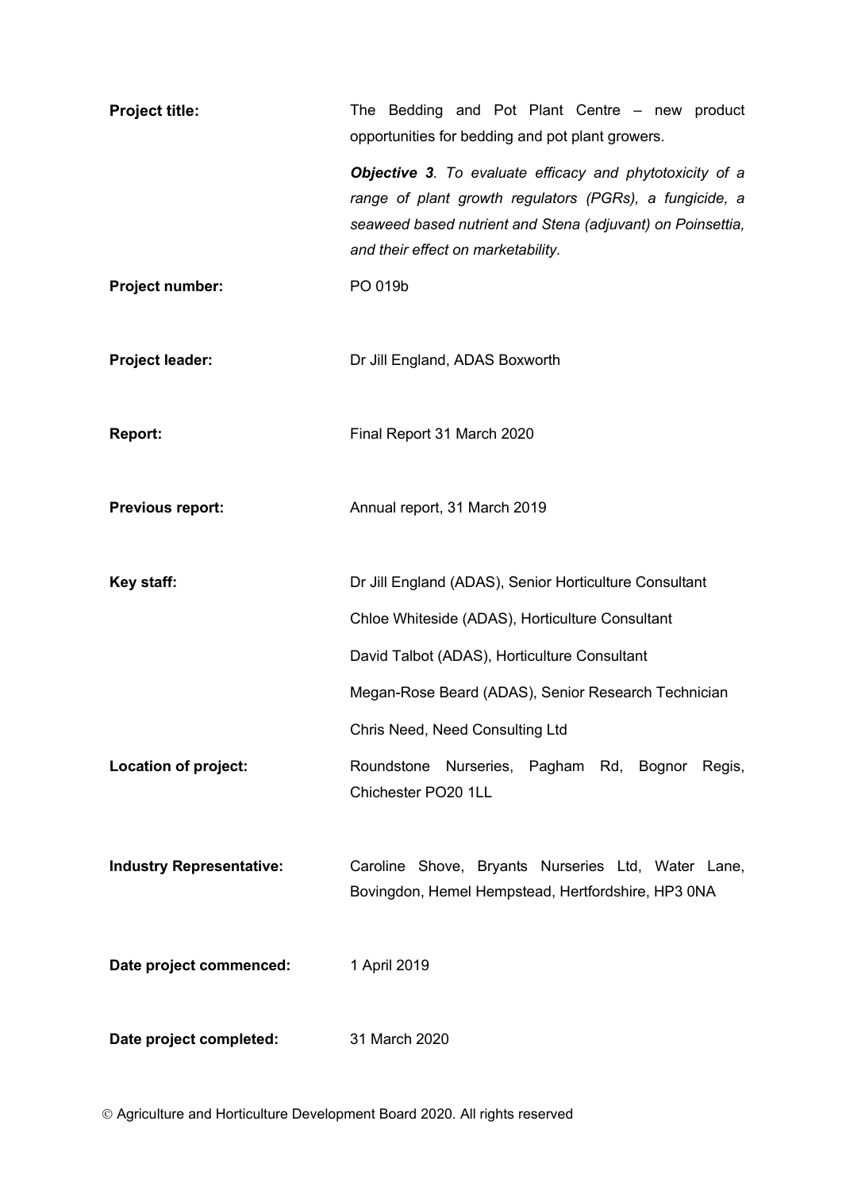| | |
|---|---|
| **Project title:** | The Bedding and Pot Plant Centre – new product opportunities for bedding and pot plant growers.<br><br>***Objective 3****. To evaluate efficacy and phytotoxicity of a range of plant growth regulators (PGRs), a fungicide, a seaweed based nutrient and Stena (adjuvant) on Poinsettia, and their effect on marketability.* |
| **Project number:** | PO 019b |
| **Project leader:** | Dr Jill England, ADAS Boxworth |
| **Report:** | Final Report 31 March 2020 |
| **Previous report:** | Annual report, 31 March 2019 |
| **Key staff:** | Dr Jill England (ADAS), Senior Horticulture Consultant<br>Chloe Whiteside (ADAS), Horticulture Consultant<br>David Talbot (ADAS), Horticulture Consultant<br>Megan-Rose Beard (ADAS), Senior Research Technician<br>Chris Need, Need Consulting Ltd |
| **Location of project:** | Roundstone Nurseries, Pagham Rd, Bognor Regis, Chichester PO20 1LL |
| **Industry Representative:** | Caroline Shove, Bryants Nurseries Ltd, Water Lane, Bovingdon, Hemel Hempstead, Hertfordshire, HP3 0NA |
| **Date project commenced:** | 1 April 2019 |
| **Date project completed:** | 31 March 2020 |

© Agriculture and Horticulture Development Board 2020. All rights reserved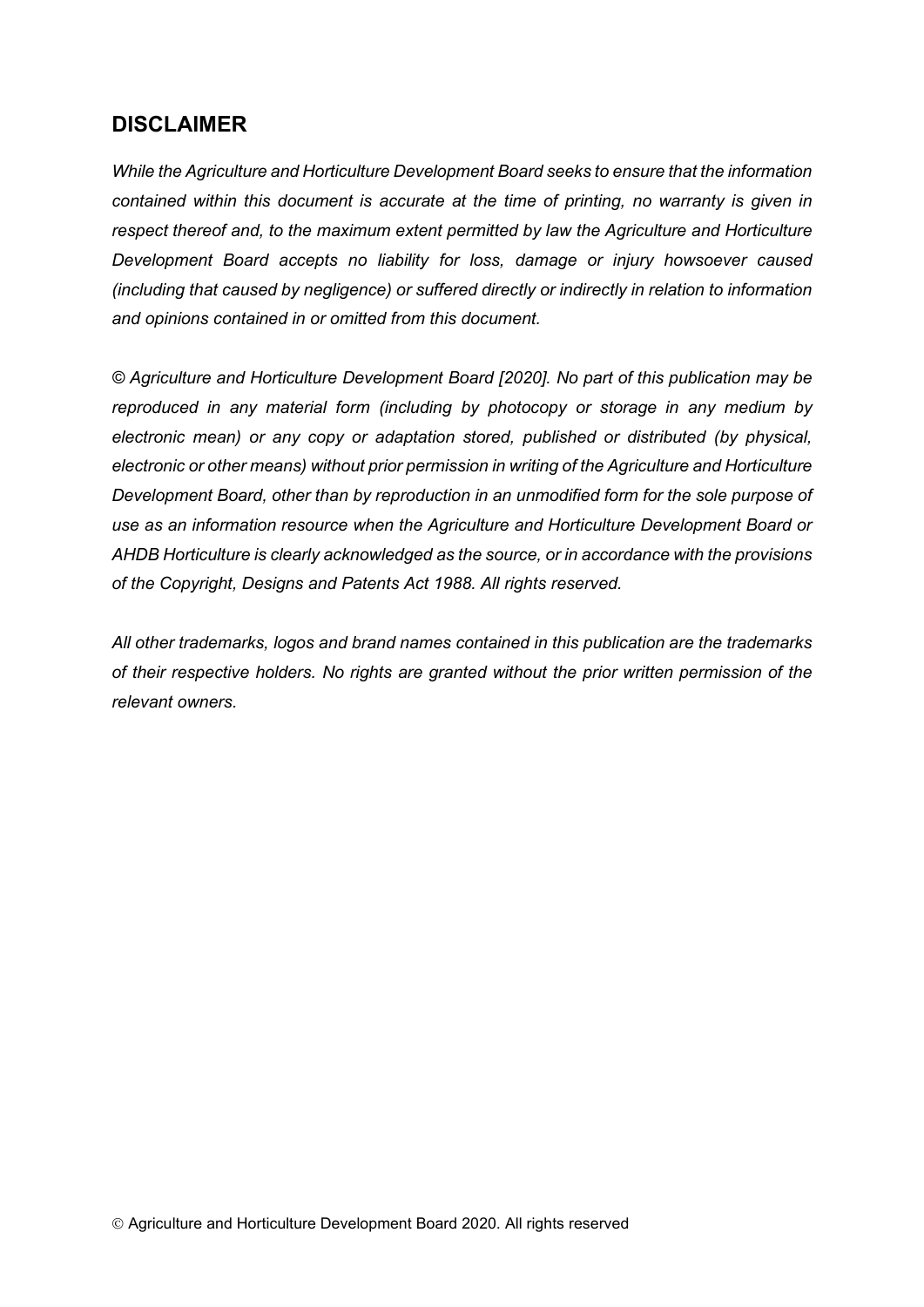## DISCLAIMER

*While the Agriculture and Horticulture Development Board seeks to ensure that the information contained within this document is accurate at the time of printing, no warranty is given in respect thereof and, to the maximum extent permitted by law the Agriculture and Horticulture Development Board accepts no liability for loss, damage or injury howsoever caused (including that caused by negligence) or suffered directly or indirectly in relation to information and opinions contained in or omitted from this document.*

*© Agriculture and Horticulture Development Board [2020]. No part of this publication may be reproduced in any material form (including by photocopy or storage in any medium by electronic mean) or any copy or adaptation stored, published or distributed (by physical, electronic or other means) without prior permission in writing of the Agriculture and Horticulture Development Board, other than by reproduction in an unmodified form for the sole purpose of use as an information resource when the Agriculture and Horticulture Development Board or AHDB Horticulture is clearly acknowledged as the source, or in accordance with the provisions of the Copyright, Designs and Patents Act 1988. All rights reserved.*

*All other trademarks, logos and brand names contained in this publication are the trademarks of their respective holders. No rights are granted without the prior written permission of the relevant owners.*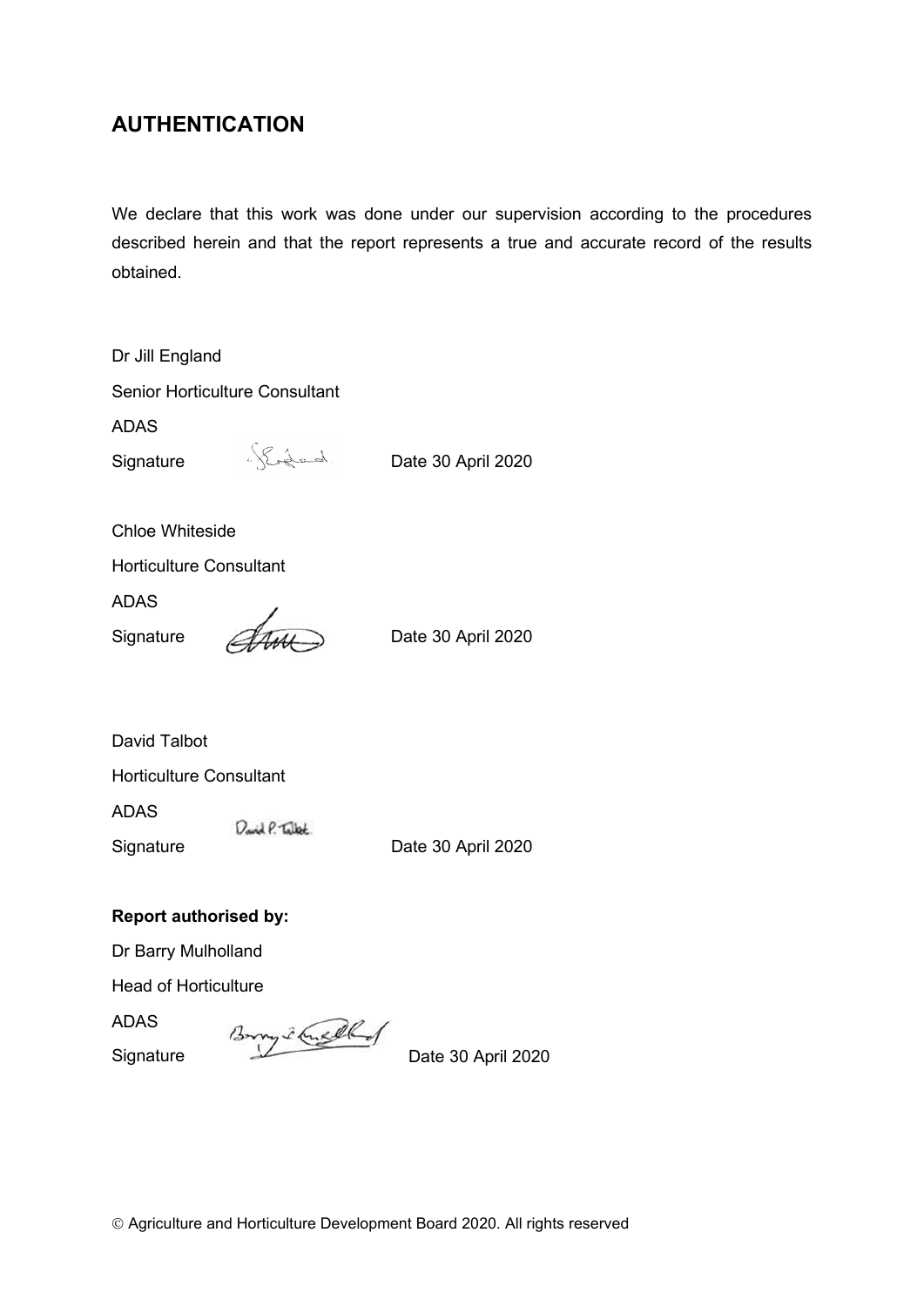## AUTHENTICATION

We declare that this work was done under our supervision according to the procedures described herein and that the report represents a true and accurate record of the results obtained.

Dr Jill England

Senior Horticulture Consultant

ADAS

Signature Date 30 April 2020

Chloe Whiteside

Horticulture Consultant

ADAS

Signature Date 30 April 2020

David Talbot

Horticulture Consultant

ADAS

Signature Date 30 April 2020

**Report authorised by:**

Dr Barry Mulholland

Head of Horticulture

ADAS

Signature Date 30 April 2020

© Agriculture and Horticulture Development Board 2020. All rights reserved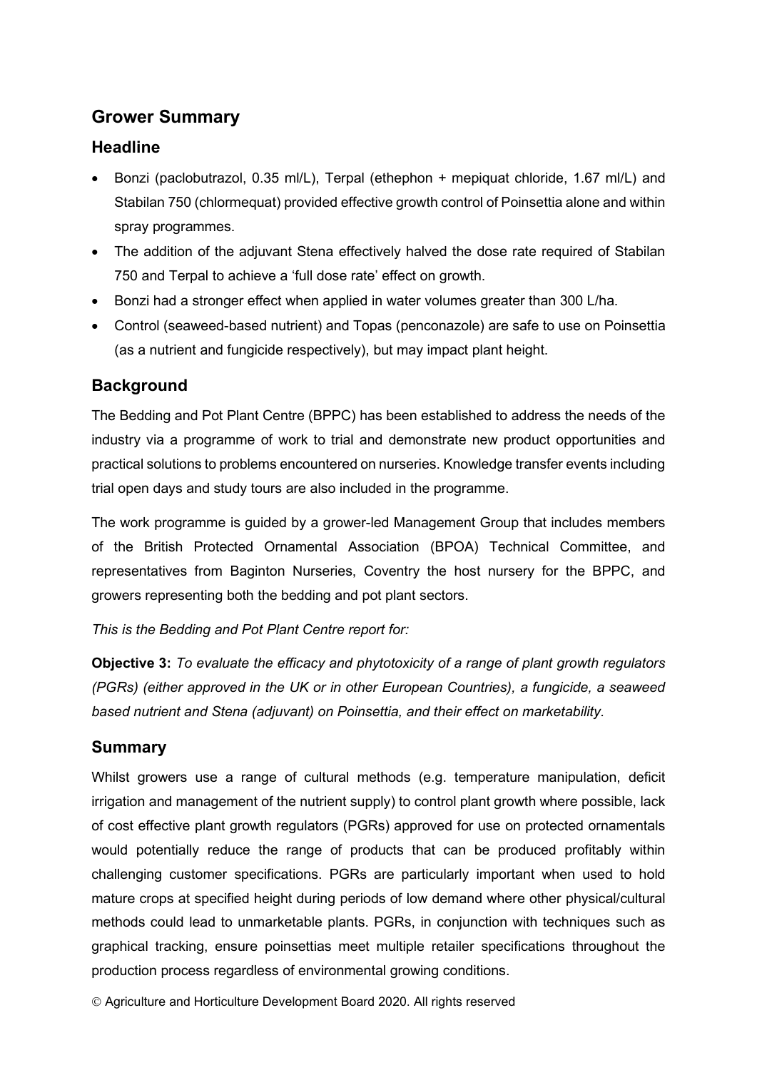## Grower Summary

### Headline

- Bonzi (paclobutrazol, 0.35 ml/L), Terpal (ethephon + mepiquat chloride, 1.67 ml/L) and Stabilan 750 (chlormequat) provided effective growth control of Poinsettia alone and within spray programmes.
- The addition of the adjuvant Stena effectively halved the dose rate required of Stabilan 750 and Terpal to achieve a 'full dose rate' effect on growth.
- Bonzi had a stronger effect when applied in water volumes greater than 300 L/ha.
- Control (seaweed-based nutrient) and Topas (penconazole) are safe to use on Poinsettia (as a nutrient and fungicide respectively), but may impact plant height.

### Background

The Bedding and Pot Plant Centre (BPPC) has been established to address the needs of the industry via a programme of work to trial and demonstrate new product opportunities and practical solutions to problems encountered on nurseries. Knowledge transfer events including trial open days and study tours are also included in the programme.

The work programme is guided by a grower-led Management Group that includes members of the British Protected Ornamental Association (BPOA) Technical Committee, and representatives from Baginton Nurseries, Coventry the host nursery for the BPPC, and growers representing both the bedding and pot plant sectors.

*This is the Bedding and Pot Plant Centre report for:*

**Objective 3:** *To evaluate the efficacy and phytotoxicity of a range of plant growth regulators (PGRs) (either approved in the UK or in other European Countries), a fungicide, a seaweed based nutrient and Stena (adjuvant) on Poinsettia, and their effect on marketability.*

### Summary

Whilst growers use a range of cultural methods (e.g. temperature manipulation, deficit irrigation and management of the nutrient supply) to control plant growth where possible, lack of cost effective plant growth regulators (PGRs) approved for use on protected ornamentals would potentially reduce the range of products that can be produced profitably within challenging customer specifications. PGRs are particularly important when used to hold mature crops at specified height during periods of low demand where other physical/cultural methods could lead to unmarketable plants. PGRs, in conjunction with techniques such as graphical tracking, ensure poinsettias meet multiple retailer specifications throughout the production process regardless of environmental growing conditions.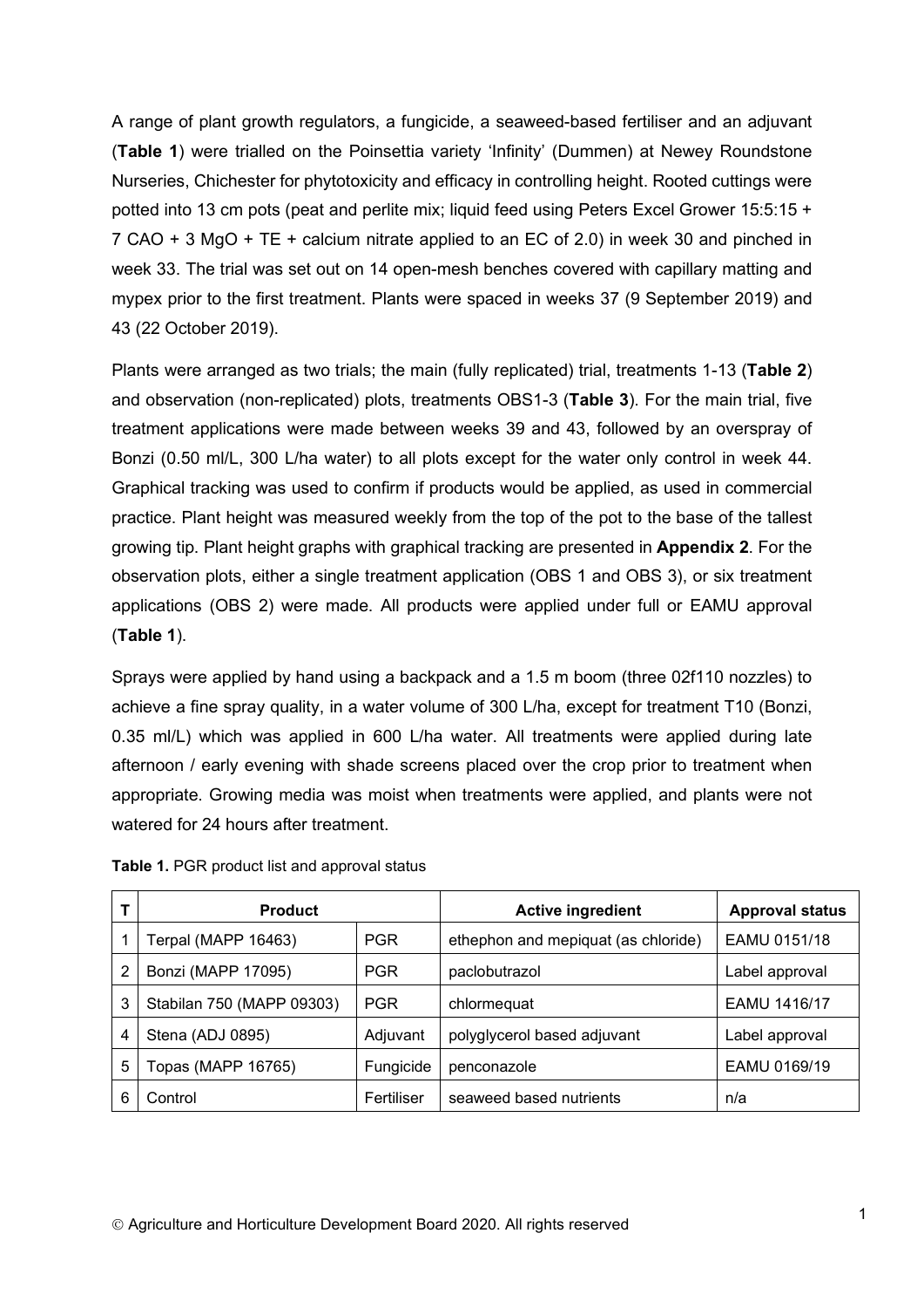A range of plant growth regulators, a fungicide, a seaweed-based fertiliser and an adjuvant (**Table 1**) were trialled on the Poinsettia variety 'Infinity' (Dummen) at Newey Roundstone Nurseries, Chichester for phytotoxicity and efficacy in controlling height. Rooted cuttings were potted into 13 cm pots (peat and perlite mix; liquid feed using Peters Excel Grower 15:5:15 + 7 CAO + 3 MgO + TE + calcium nitrate applied to an EC of 2.0) in week 30 and pinched in week 33. The trial was set out on 14 open-mesh benches covered with capillary matting and mypex prior to the first treatment. Plants were spaced in weeks 37 (9 September 2019) and 43 (22 October 2019).

Plants were arranged as two trials; the main (fully replicated) trial, treatments 1-13 (**Table 2**) and observation (non-replicated) plots, treatments OBS1-3 (**Table 3**). For the main trial, five treatment applications were made between weeks 39 and 43, followed by an overspray of Bonzi (0.50 ml/L, 300 L/ha water) to all plots except for the water only control in week 44. Graphical tracking was used to confirm if products would be applied, as used in commercial practice. Plant height was measured weekly from the top of the pot to the base of the tallest growing tip. Plant height graphs with graphical tracking are presented in **Appendix 2**. For the observation plots, either a single treatment application (OBS 1 and OBS 3), or six treatment applications (OBS 2) were made. All products were applied under full or EAMU approval (**Table 1**).

Sprays were applied by hand using a backpack and a 1.5 m boom (three 02f110 nozzles) to achieve a fine spray quality, in a water volume of 300 L/ha, except for treatment T10 (Bonzi, 0.35 ml/L) which was applied in 600 L/ha water. All treatments were applied during late afternoon / early evening with shade screens placed over the crop prior to treatment when appropriate. Growing media was moist when treatments were applied, and plants were not watered for 24 hours after treatment.

**Table 1.** PGR product list and approval status

| T | Product | | Active ingredient | Approval status |
|---|---|---|---|---|
| 1 | Terpal (MAPP 16463) | PGR | ethephon and mepiquat (as chloride) | EAMU 0151/18 |
| 2 | Bonzi (MAPP 17095) | PGR | paclobutrazol | Label approval |
| 3 | Stabilan 750 (MAPP 09303) | PGR | chlormequat | EAMU 1416/17 |
| 4 | Stena (ADJ 0895) | Adjuvant | polyglycerol based adjuvant | Label approval |
| 5 | Topas (MAPP 16765) | Fungicide | penconazole | EAMU 0169/19 |
| 6 | Control | Fertiliser | seaweed based nutrients | n/a |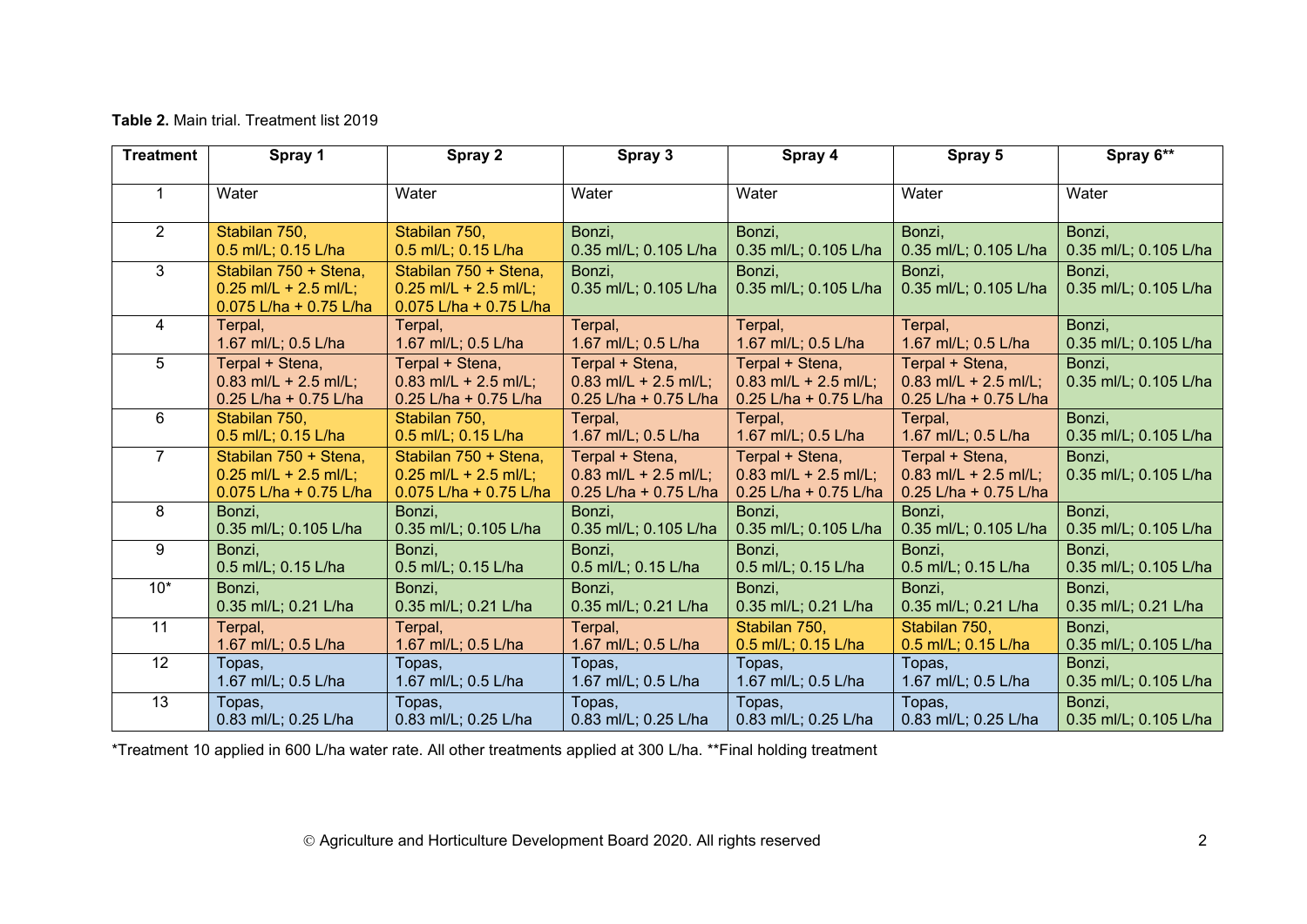**Table 2.** Main trial. Treatment list 2019

| Treatment | Spray 1 | Spray 2 | Spray 3 | Spray 4 | Spray 5 | Spray 6** |
|---|---|---|---|---|---|---|
| 1 | Water | Water | Water | Water | Water | Water |
| 2 | Stabilan 750, 0.5 ml/L; 0.15 L/ha | Stabilan 750, 0.5 ml/L; 0.15 L/ha | Bonzi, 0.35 ml/L; 0.105 L/ha | Bonzi, 0.35 ml/L; 0.105 L/ha | Bonzi, 0.35 ml/L; 0.105 L/ha | Bonzi, 0.35 ml/L; 0.105 L/ha |
| 3 | Stabilan 750 + Stena, 0.25 ml/L + 2.5 ml/L; 0.075 L/ha + 0.75 L/ha | Stabilan 750 + Stena, 0.25 ml/L + 2.5 ml/L; 0.075 L/ha + 0.75 L/ha | Bonzi, 0.35 ml/L; 0.105 L/ha | Bonzi, 0.35 ml/L; 0.105 L/ha | Bonzi, 0.35 ml/L; 0.105 L/ha | Bonzi, 0.35 ml/L; 0.105 L/ha |
| 4 | Terpal, 1.67 ml/L; 0.5 L/ha | Terpal, 1.67 ml/L; 0.5 L/ha | Terpal, 1.67 ml/L; 0.5 L/ha | Terpal, 1.67 ml/L; 0.5 L/ha | Terpal, 1.67 ml/L; 0.5 L/ha | Bonzi, 0.35 ml/L; 0.105 L/ha |
| 5 | Terpal + Stena, 0.83 ml/L + 2.5 ml/L; 0.25 L/ha + 0.75 L/ha | Terpal + Stena, 0.83 ml/L + 2.5 ml/L; 0.25 L/ha + 0.75 L/ha | Terpal + Stena, 0.83 ml/L + 2.5 ml/L; 0.25 L/ha + 0.75 L/ha | Terpal + Stena, 0.83 ml/L + 2.5 ml/L; 0.25 L/ha + 0.75 L/ha | Terpal + Stena, 0.83 ml/L + 2.5 ml/L; 0.25 L/ha + 0.75 L/ha | Bonzi, 0.35 ml/L; 0.105 L/ha |
| 6 | Stabilan 750, 0.5 ml/L; 0.15 L/ha | Stabilan 750, 0.5 ml/L; 0.15 L/ha | Terpal, 1.67 ml/L; 0.5 L/ha | Terpal, 1.67 ml/L; 0.5 L/ha | Terpal, 1.67 ml/L; 0.5 L/ha | Bonzi, 0.35 ml/L; 0.105 L/ha |
| 7 | Stabilan 750 + Stena, 0.25 ml/L + 2.5 ml/L; 0.075 L/ha + 0.75 L/ha | Stabilan 750 + Stena, 0.25 ml/L + 2.5 ml/L; 0.075 L/ha + 0.75 L/ha | Terpal + Stena, 0.83 ml/L + 2.5 ml/L; 0.25 L/ha + 0.75 L/ha | Terpal + Stena, 0.83 ml/L + 2.5 ml/L; 0.25 L/ha + 0.75 L/ha | Terpal + Stena, 0.83 ml/L + 2.5 ml/L; 0.25 L/ha + 0.75 L/ha | Bonzi, 0.35 ml/L; 0.105 L/ha |
| 8 | Bonzi, 0.35 ml/L; 0.105 L/ha | Bonzi, 0.35 ml/L; 0.105 L/ha | Bonzi, 0.35 ml/L; 0.105 L/ha | Bonzi, 0.35 ml/L; 0.105 L/ha | Bonzi, 0.35 ml/L; 0.105 L/ha | Bonzi, 0.35 ml/L; 0.105 L/ha |
| 9 | Bonzi, 0.5 ml/L; 0.15 L/ha | Bonzi, 0.5 ml/L; 0.15 L/ha | Bonzi, 0.5 ml/L; 0.15 L/ha | Bonzi, 0.5 ml/L; 0.15 L/ha | Bonzi, 0.5 ml/L; 0.15 L/ha | Bonzi, 0.35 ml/L; 0.105 L/ha |
| 10* | Bonzi, 0.35 ml/L; 0.21 L/ha | Bonzi, 0.35 ml/L; 0.21 L/ha | Bonzi, 0.35 ml/L; 0.21 L/ha | Bonzi, 0.35 ml/L; 0.21 L/ha | Bonzi, 0.35 ml/L; 0.21 L/ha | Bonzi, 0.35 ml/L; 0.21 L/ha |
| 11 | Terpal, 1.67 ml/L; 0.5 L/ha | Terpal, 1.67 ml/L; 0.5 L/ha | Terpal, 1.67 ml/L; 0.5 L/ha | Stabilan 750, 0.5 ml/L; 0.15 L/ha | Stabilan 750, 0.5 ml/L; 0.15 L/ha | Bonzi, 0.35 ml/L; 0.105 L/ha |
| 12 | Topas, 1.67 ml/L; 0.5 L/ha | Topas, 1.67 ml/L; 0.5 L/ha | Topas, 1.67 ml/L; 0.5 L/ha | Topas, 1.67 ml/L; 0.5 L/ha | Topas, 1.67 ml/L; 0.5 L/ha | Bonzi, 0.35 ml/L; 0.105 L/ha |
| 13 | Topas, 0.83 ml/L; 0.25 L/ha | Topas, 0.83 ml/L; 0.25 L/ha | Topas, 0.83 ml/L; 0.25 L/ha | Topas, 0.83 ml/L; 0.25 L/ha | Topas, 0.83 ml/L; 0.25 L/ha | Bonzi, 0.35 ml/L; 0.105 L/ha |

*Treatment 10 applied in 600 L/ha water rate. All other treatments applied at 300 L/ha. **Final holding treatment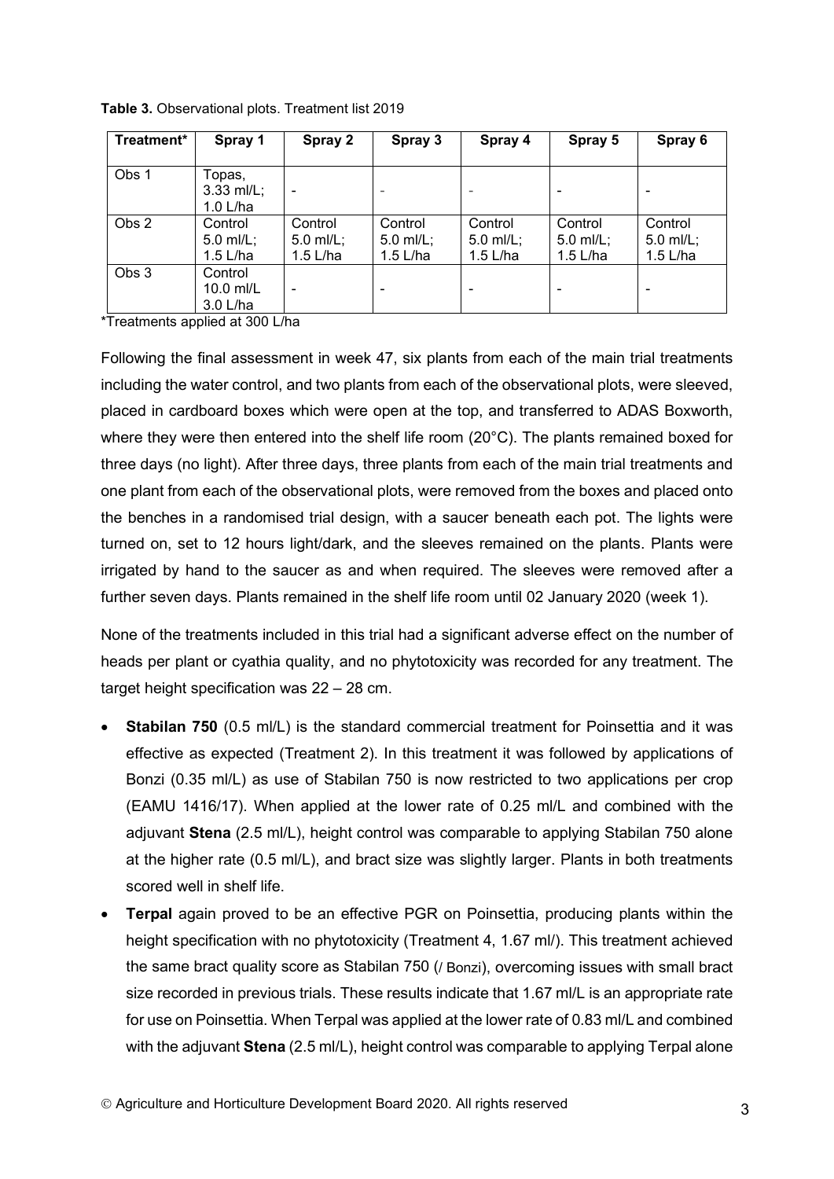**Table 3.** Observational plots. Treatment list 2019

| Treatment* | Spray 1 | Spray 2 | Spray 3 | Spray 4 | Spray 5 | Spray 6 |
|---|---|---|---|---|---|---|
| Obs 1 | Topas, 3.33 ml/L; 1.0 L/ha | - | - | - | - | - |
| Obs 2 | Control 5.0 ml/L; 1.5 L/ha | Control 5.0 ml/L; 1.5 L/ha | Control 5.0 ml/L; 1.5 L/ha | Control 5.0 ml/L; 1.5 L/ha | Control 5.0 ml/L; 1.5 L/ha | Control 5.0 ml/L; 1.5 L/ha |
| Obs 3 | Control 10.0 ml/L 3.0 L/ha | - | - | - | - | - |

*Treatments applied at 300 L/ha

Following the final assessment in week 47, six plants from each of the main trial treatments including the water control, and two plants from each of the observational plots, were sleeved, placed in cardboard boxes which were open at the top, and transferred to ADAS Boxworth, where they were then entered into the shelf life room (20°C). The plants remained boxed for three days (no light). After three days, three plants from each of the main trial treatments and one plant from each of the observational plots, were removed from the boxes and placed onto the benches in a randomised trial design, with a saucer beneath each pot. The lights were turned on, set to 12 hours light/dark, and the sleeves remained on the plants. Plants were irrigated by hand to the saucer as and when required. The sleeves were removed after a further seven days. Plants remained in the shelf life room until 02 January 2020 (week 1).

None of the treatments included in this trial had a significant adverse effect on the number of heads per plant or cyathia quality, and no phytotoxicity was recorded for any treatment. The target height specification was 22 – 28 cm.

- **Stabilan 750** (0.5 ml/L) is the standard commercial treatment for Poinsettia and it was effective as expected (Treatment 2). In this treatment it was followed by applications of Bonzi (0.35 ml/L) as use of Stabilan 750 is now restricted to two applications per crop (EAMU 1416/17). When applied at the lower rate of 0.25 ml/L and combined with the adjuvant **Stena** (2.5 ml/L), height control was comparable to applying Stabilan 750 alone at the higher rate (0.5 ml/L), and bract size was slightly larger. Plants in both treatments scored well in shelf life.
- **Terpal** again proved to be an effective PGR on Poinsettia, producing plants within the height specification with no phytotoxicity (Treatment 4, 1.67 ml/). This treatment achieved the same bract quality score as Stabilan 750 (/ Bonzi), overcoming issues with small bract size recorded in previous trials. These results indicate that 1.67 ml/L is an appropriate rate for use on Poinsettia. When Terpal was applied at the lower rate of 0.83 ml/L and combined with the adjuvant **Stena** (2.5 ml/L), height control was comparable to applying Terpal alone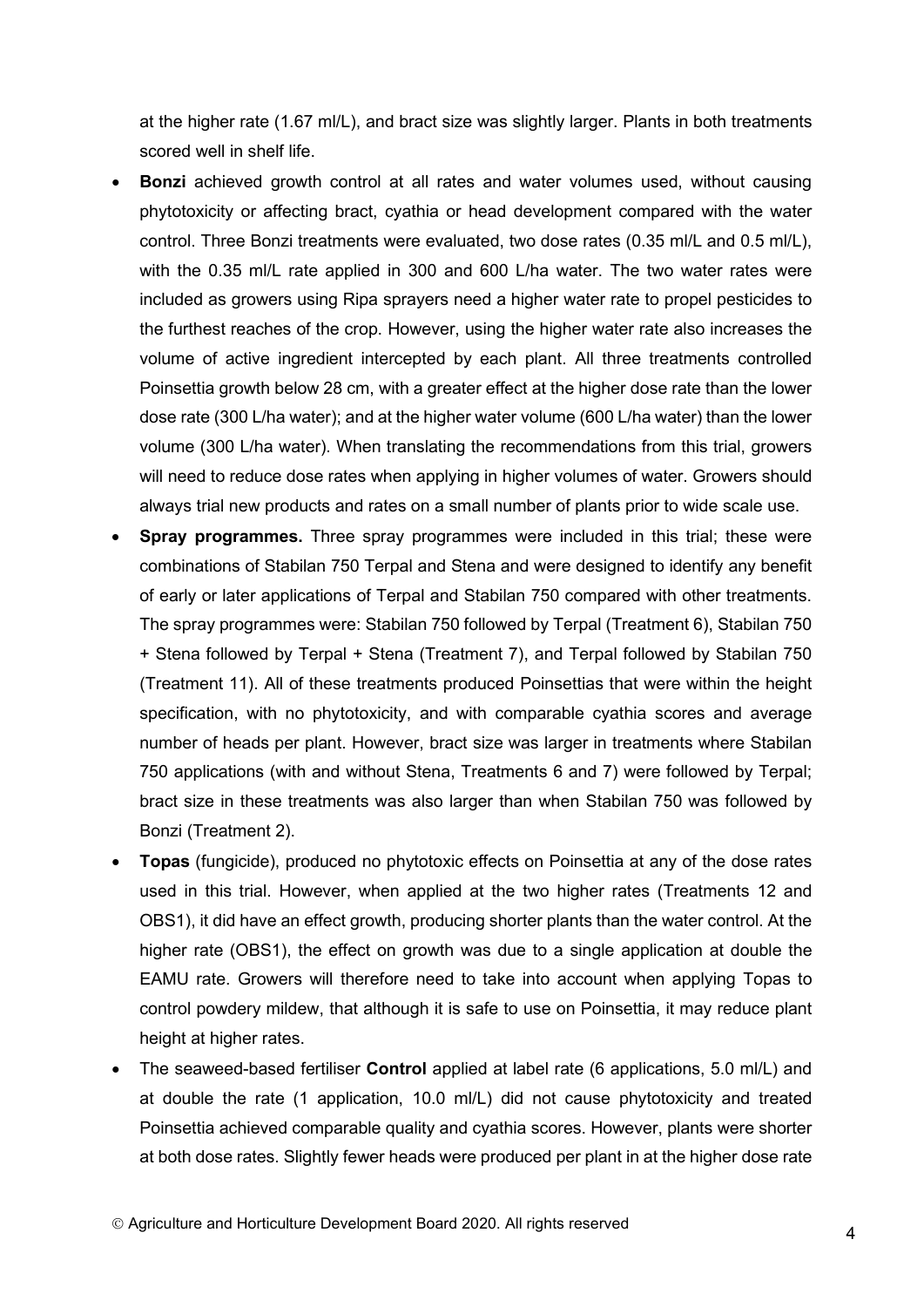at the higher rate (1.67 ml/L), and bract size was slightly larger. Plants in both treatments scored well in shelf life.

- **Bonzi** achieved growth control at all rates and water volumes used, without causing phytotoxicity or affecting bract, cyathia or head development compared with the water control. Three Bonzi treatments were evaluated, two dose rates (0.35 ml/L and 0.5 ml/L), with the 0.35 ml/L rate applied in 300 and 600 L/ha water. The two water rates were included as growers using Ripa sprayers need a higher water rate to propel pesticides to the furthest reaches of the crop. However, using the higher water rate also increases the volume of active ingredient intercepted by each plant. All three treatments controlled Poinsettia growth below 28 cm, with a greater effect at the higher dose rate than the lower dose rate (300 L/ha water); and at the higher water volume (600 L/ha water) than the lower volume (300 L/ha water). When translating the recommendations from this trial, growers will need to reduce dose rates when applying in higher volumes of water. Growers should always trial new products and rates on a small number of plants prior to wide scale use.
- **Spray programmes.** Three spray programmes were included in this trial; these were combinations of Stabilan 750 Terpal and Stena and were designed to identify any benefit of early or later applications of Terpal and Stabilan 750 compared with other treatments. The spray programmes were: Stabilan 750 followed by Terpal (Treatment 6), Stabilan 750 + Stena followed by Terpal + Stena (Treatment 7), and Terpal followed by Stabilan 750 (Treatment 11). All of these treatments produced Poinsettias that were within the height specification, with no phytotoxicity, and with comparable cyathia scores and average number of heads per plant. However, bract size was larger in treatments where Stabilan 750 applications (with and without Stena, Treatments 6 and 7) were followed by Terpal; bract size in these treatments was also larger than when Stabilan 750 was followed by Bonzi (Treatment 2).
- **Topas** (fungicide), produced no phytotoxic effects on Poinsettia at any of the dose rates used in this trial. However, when applied at the two higher rates (Treatments 12 and OBS1), it did have an effect growth, producing shorter plants than the water control. At the higher rate (OBS1), the effect on growth was due to a single application at double the EAMU rate. Growers will therefore need to take into account when applying Topas to control powdery mildew, that although it is safe to use on Poinsettia, it may reduce plant height at higher rates.
- The seaweed-based fertiliser **Control** applied at label rate (6 applications, 5.0 ml/L) and at double the rate (1 application, 10.0 ml/L) did not cause phytotoxicity and treated Poinsettia achieved comparable quality and cyathia scores. However, plants were shorter at both dose rates. Slightly fewer heads were produced per plant in at the higher dose rate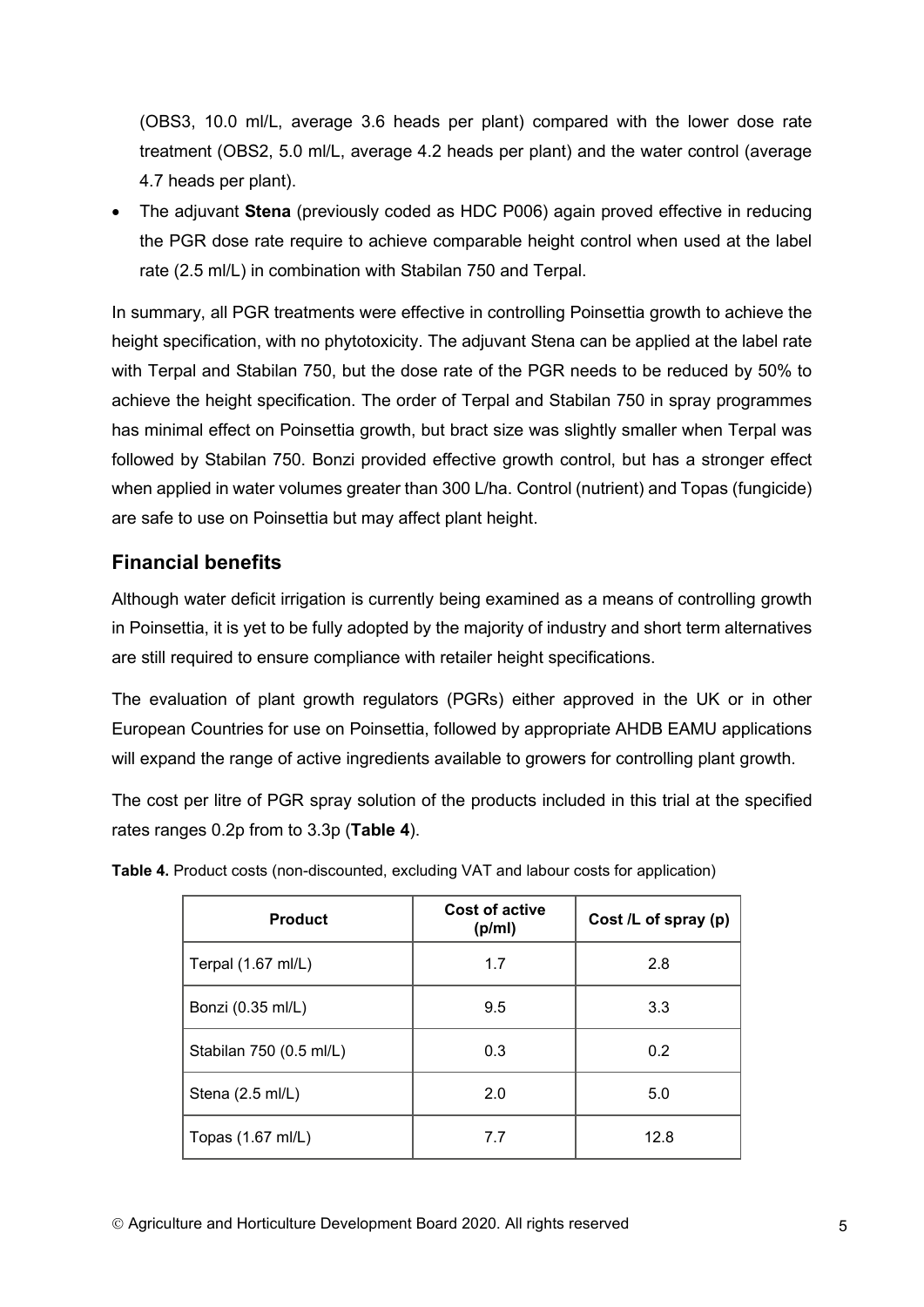(OBS3, 10.0 ml/L, average 3.6 heads per plant) compared with the lower dose rate treatment (OBS2, 5.0 ml/L, average 4.2 heads per plant) and the water control (average 4.7 heads per plant).

- The adjuvant **Stena** (previously coded as HDC P006) again proved effective in reducing the PGR dose rate require to achieve comparable height control when used at the label rate (2.5 ml/L) in combination with Stabilan 750 and Terpal.

In summary, all PGR treatments were effective in controlling Poinsettia growth to achieve the height specification, with no phytotoxicity. The adjuvant Stena can be applied at the label rate with Terpal and Stabilan 750, but the dose rate of the PGR needs to be reduced by 50% to achieve the height specification. The order of Terpal and Stabilan 750 in spray programmes has minimal effect on Poinsettia growth, but bract size was slightly smaller when Terpal was followed by Stabilan 750. Bonzi provided effective growth control, but has a stronger effect when applied in water volumes greater than 300 L/ha. Control (nutrient) and Topas (fungicide) are safe to use on Poinsettia but may affect plant height.

## Financial benefits

Although water deficit irrigation is currently being examined as a means of controlling growth in Poinsettia, it is yet to be fully adopted by the majority of industry and short term alternatives are still required to ensure compliance with retailer height specifications.

The evaluation of plant growth regulators (PGRs) either approved in the UK or in other European Countries for use on Poinsettia, followed by appropriate AHDB EAMU applications will expand the range of active ingredients available to growers for controlling plant growth.

The cost per litre of PGR spray solution of the products included in this trial at the specified rates ranges 0.2p from to 3.3p (**Table 4**).

**Table 4.** Product costs (non-discounted, excluding VAT and labour costs for application)

| Product | Cost of active (p/ml) | Cost /L of spray (p) |
|---|---|---|
| Terpal (1.67 ml/L) | 1.7 | 2.8 |
| Bonzi (0.35 ml/L) | 9.5 | 3.3 |
| Stabilan 750 (0.5 ml/L) | 0.3 | 0.2 |
| Stena (2.5 ml/L) | 2.0 | 5.0 |
| Topas (1.67 ml/L) | 7.7 | 12.8 |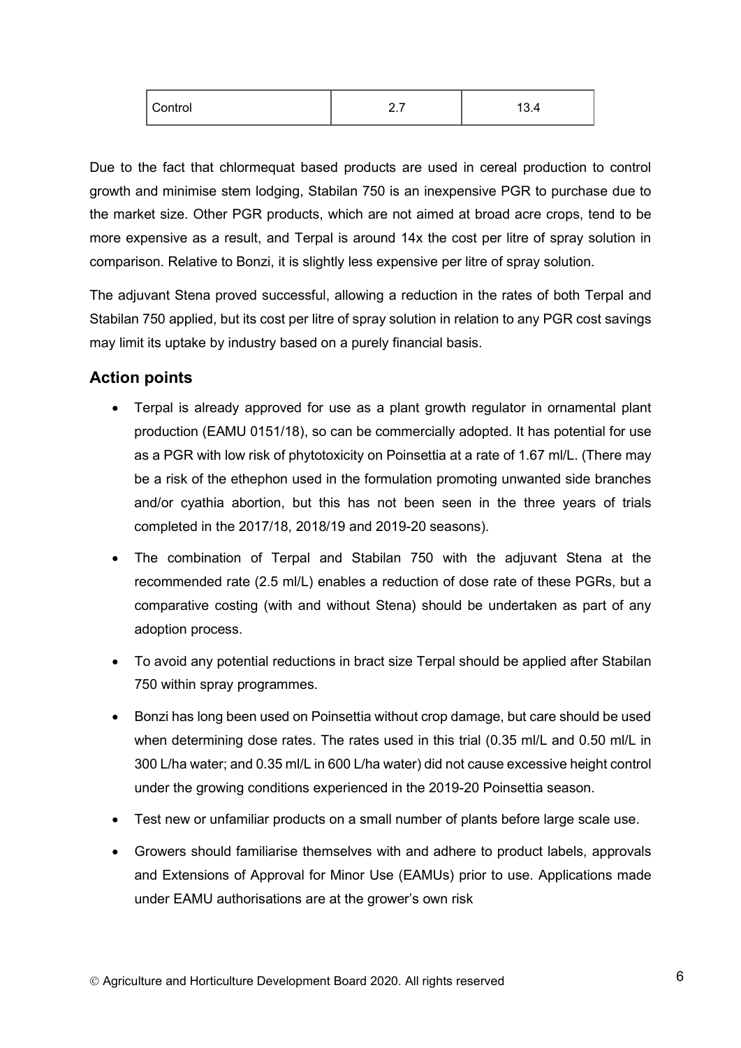| | | |
|---|---|---|
| Control | 2.7 | 13.4 |

Due to the fact that chlormequat based products are used in cereal production to control growth and minimise stem lodging, Stabilan 750 is an inexpensive PGR to purchase due to the market size. Other PGR products, which are not aimed at broad acre crops, tend to be more expensive as a result, and Terpal is around 14x the cost per litre of spray solution in comparison. Relative to Bonzi, it is slightly less expensive per litre of spray solution.

The adjuvant Stena proved successful, allowing a reduction in the rates of both Terpal and Stabilan 750 applied, but its cost per litre of spray solution in relation to any PGR cost savings may limit its uptake by industry based on a purely financial basis.

## Action points

- Terpal is already approved for use as a plant growth regulator in ornamental plant production (EAMU 0151/18), so can be commercially adopted. It has potential for use as a PGR with low risk of phytotoxicity on Poinsettia at a rate of 1.67 ml/L. (There may be a risk of the ethephon used in the formulation promoting unwanted side branches and/or cyathia abortion, but this has not been seen in the three years of trials completed in the 2017/18, 2018/19 and 2019-20 seasons).
- The combination of Terpal and Stabilan 750 with the adjuvant Stena at the recommended rate (2.5 ml/L) enables a reduction of dose rate of these PGRs, but a comparative costing (with and without Stena) should be undertaken as part of any adoption process.
- To avoid any potential reductions in bract size Terpal should be applied after Stabilan 750 within spray programmes.
- Bonzi has long been used on Poinsettia without crop damage, but care should be used when determining dose rates. The rates used in this trial (0.35 ml/L and 0.50 ml/L in 300 L/ha water; and 0.35 ml/L in 600 L/ha water) did not cause excessive height control under the growing conditions experienced in the 2019-20 Poinsettia season.
- Test new or unfamiliar products on a small number of plants before large scale use.
- Growers should familiarise themselves with and adhere to product labels, approvals and Extensions of Approval for Minor Use (EAMUs) prior to use. Applications made under EAMU authorisations are at the grower's own risk